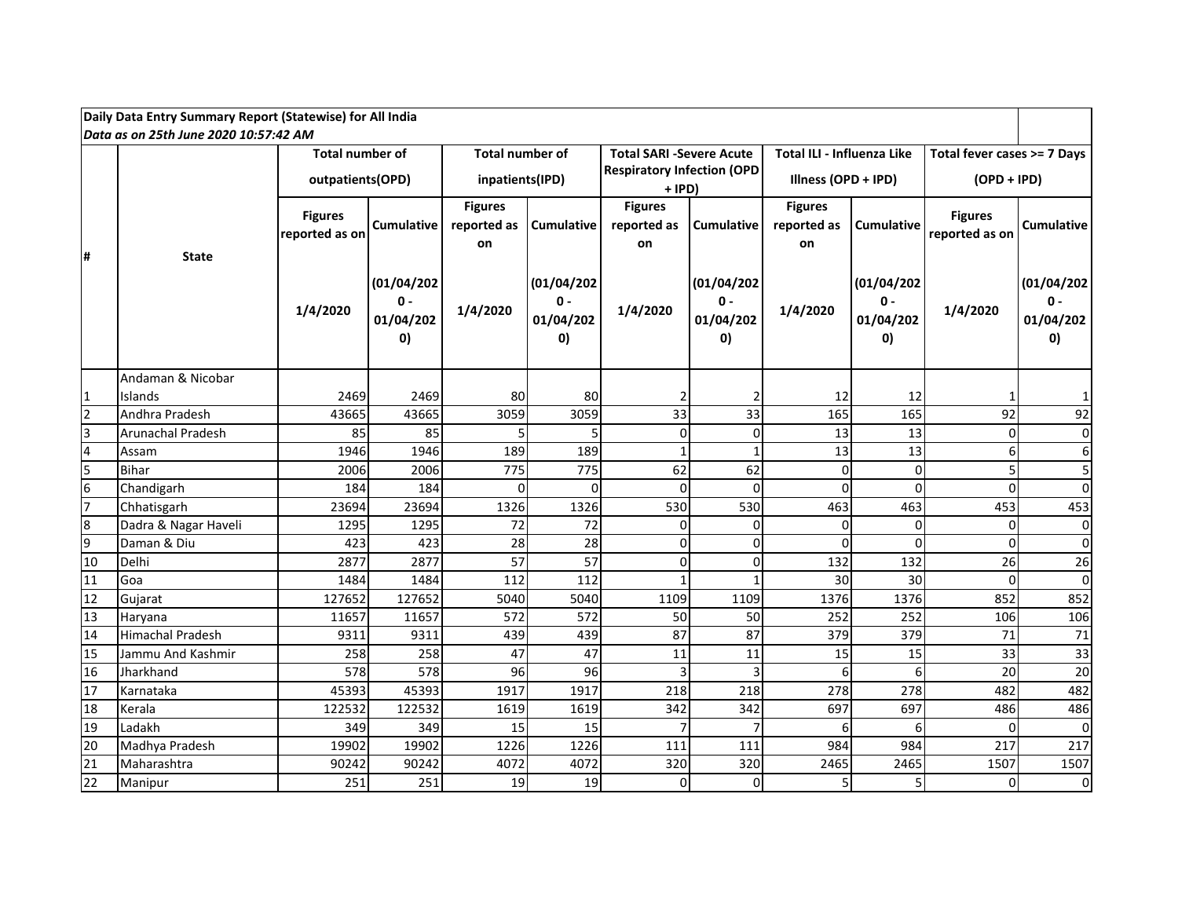**Daily Data Entry Summary Report (Statewise) for All India**

*Data as on 25th June 2020 10:57:42 AM*

| # | State | Total number of outpatients(OPD) | | Total number of inpatients(IPD) | | Total SARI -Severe Acute Respiratory Infection (OPD + IPD) | | Total ILI - Influenza Like Illness (OPD + IPD) | | Total fever cases >= 7 Days (OPD + IPD) | |
|---|---|---|---|---|---|---|---|---|---|---|---|
| | | Figures reported as on 1/4/2020 | Cumulative (01/04/2020 - 01/04/2020) | Figures reported as on 1/4/2020 | Cumulative (01/04/2020 - 01/04/2020) | Figures reported as on 1/4/2020 | Cumulative (01/04/2020 - 01/04/2020) | Figures reported as on 1/4/2020 | Cumulative (01/04/2020 - 01/04/2020) | Figures reported as on 1/4/2020 | Cumulative (01/04/2020 - 01/04/2020) |
| 1 | Andaman & Nicobar Islands | 2469 | 2469 | 80 | 80 | 2 | 2 | 12 | 12 | 1 | 1 |
| 2 | Andhra Pradesh | 43665 | 43665 | 3059 | 3059 | 33 | 33 | 165 | 165 | 92 | 92 |
| 3 | Arunachal Pradesh | 85 | 85 | 5 | 5 | 0 | 0 | 13 | 13 | 0 | 0 |
| 4 | Assam | 1946 | 1946 | 189 | 189 | 1 | 1 | 13 | 13 | 6 | 6 |
| 5 | Bihar | 2006 | 2006 | 775 | 775 | 62 | 62 | 0 | 0 | 5 | 5 |
| 6 | Chandigarh | 184 | 184 | 0 | 0 | 0 | 0 | 0 | 0 | 0 | 0 |
| 7 | Chhatisgarh | 23694 | 23694 | 1326 | 1326 | 530 | 530 | 463 | 463 | 453 | 453 |
| 8 | Dadra & Nagar Haveli | 1295 | 1295 | 72 | 72 | 0 | 0 | 0 | 0 | 0 | 0 |
| 9 | Daman & Diu | 423 | 423 | 28 | 28 | 0 | 0 | 0 | 0 | 0 | 0 |
| 10 | Delhi | 2877 | 2877 | 57 | 57 | 0 | 0 | 132 | 132 | 26 | 26 |
| 11 | Goa | 1484 | 1484 | 112 | 112 | 1 | 1 | 30 | 30 | 0 | 0 |
| 12 | Gujarat | 127652 | 127652 | 5040 | 5040 | 1109 | 1109 | 1376 | 1376 | 852 | 852 |
| 13 | Haryana | 11657 | 11657 | 572 | 572 | 50 | 50 | 252 | 252 | 106 | 106 |
| 14 | Himachal Pradesh | 9311 | 9311 | 439 | 439 | 87 | 87 | 379 | 379 | 71 | 71 |
| 15 | Jammu And Kashmir | 258 | 258 | 47 | 47 | 11 | 11 | 15 | 15 | 33 | 33 |
| 16 | Jharkhand | 578 | 578 | 96 | 96 | 3 | 3 | 6 | 6 | 20 | 20 |
| 17 | Karnataka | 45393 | 45393 | 1917 | 1917 | 218 | 218 | 278 | 278 | 482 | 482 |
| 18 | Kerala | 122532 | 122532 | 1619 | 1619 | 342 | 342 | 697 | 697 | 486 | 486 |
| 19 | Ladakh | 349 | 349 | 15 | 15 | 7 | 7 | 6 | 6 | 0 | 0 |
| 20 | Madhya Pradesh | 19902 | 19902 | 1226 | 1226 | 111 | 111 | 984 | 984 | 217 | 217 |
| 21 | Maharashtra | 90242 | 90242 | 4072 | 4072 | 320 | 320 | 2465 | 2465 | 1507 | 1507 |
| 22 | Manipur | 251 | 251 | 19 | 19 | 0 | 0 | 5 | 5 | 0 | 0 |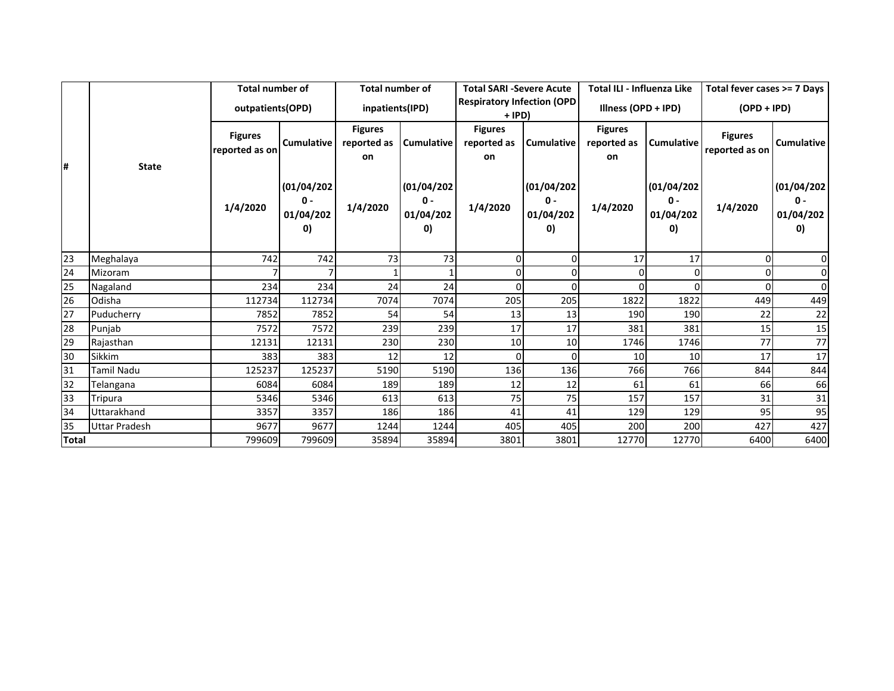| # | State | Total number of outpatients(OPD) | | Total number of inpatients(IPD) | | Total SARI -Severe Acute Respiratory Infection (OPD + IPD) | | Total ILI - Influenza Like Illness (OPD + IPD) | | Total fever cases >= 7 Days (OPD + IPD) | |
|---|---|---|---|---|---|---|---|---|---|---|---|
| | | Figures reported as on 1/4/2020 | Cumulative (01/04/2020 - 01/04/2020) | Figures reported as on 1/4/2020 | Cumulative (01/04/2020 - 01/04/2020) | Figures reported as on 1/4/2020 | Cumulative (01/04/2020 - 01/04/2020) | Figures reported as on 1/4/2020 | Cumulative (01/04/2020 - 01/04/2020) | Figures reported as on 1/4/2020 | Cumulative (01/04/2020 - 01/04/2020) |
| 23 | Meghalaya | 742 | 742 | 73 | 73 | 0 | 0 | 17 | 17 | 0 | 0 |
| 24 | Mizoram | 7 | 7 | 1 | 1 | 0 | 0 | 0 | 0 | 0 | 0 |
| 25 | Nagaland | 234 | 234 | 24 | 24 | 0 | 0 | 0 | 0 | 0 | 0 |
| 26 | Odisha | 112734 | 112734 | 7074 | 7074 | 205 | 205 | 1822 | 1822 | 449 | 449 |
| 27 | Puducherry | 7852 | 7852 | 54 | 54 | 13 | 13 | 190 | 190 | 22 | 22 |
| 28 | Punjab | 7572 | 7572 | 239 | 239 | 17 | 17 | 381 | 381 | 15 | 15 |
| 29 | Rajasthan | 12131 | 12131 | 230 | 230 | 10 | 10 | 1746 | 1746 | 77 | 77 |
| 30 | Sikkim | 383 | 383 | 12 | 12 | 0 | 0 | 10 | 10 | 17 | 17 |
| 31 | Tamil Nadu | 125237 | 125237 | 5190 | 5190 | 136 | 136 | 766 | 766 | 844 | 844 |
| 32 | Telangana | 6084 | 6084 | 189 | 189 | 12 | 12 | 61 | 61 | 66 | 66 |
| 33 | Tripura | 5346 | 5346 | 613 | 613 | 75 | 75 | 157 | 157 | 31 | 31 |
| 34 | Uttarakhand | 3357 | 3357 | 186 | 186 | 41 | 41 | 129 | 129 | 95 | 95 |
| 35 | Uttar Pradesh | 9677 | 9677 | 1244 | 1244 | 405 | 405 | 200 | 200 | 427 | 427 |
| Total | | 799609 | 799609 | 35894 | 35894 | 3801 | 3801 | 12770 | 12770 | 6400 | 6400 |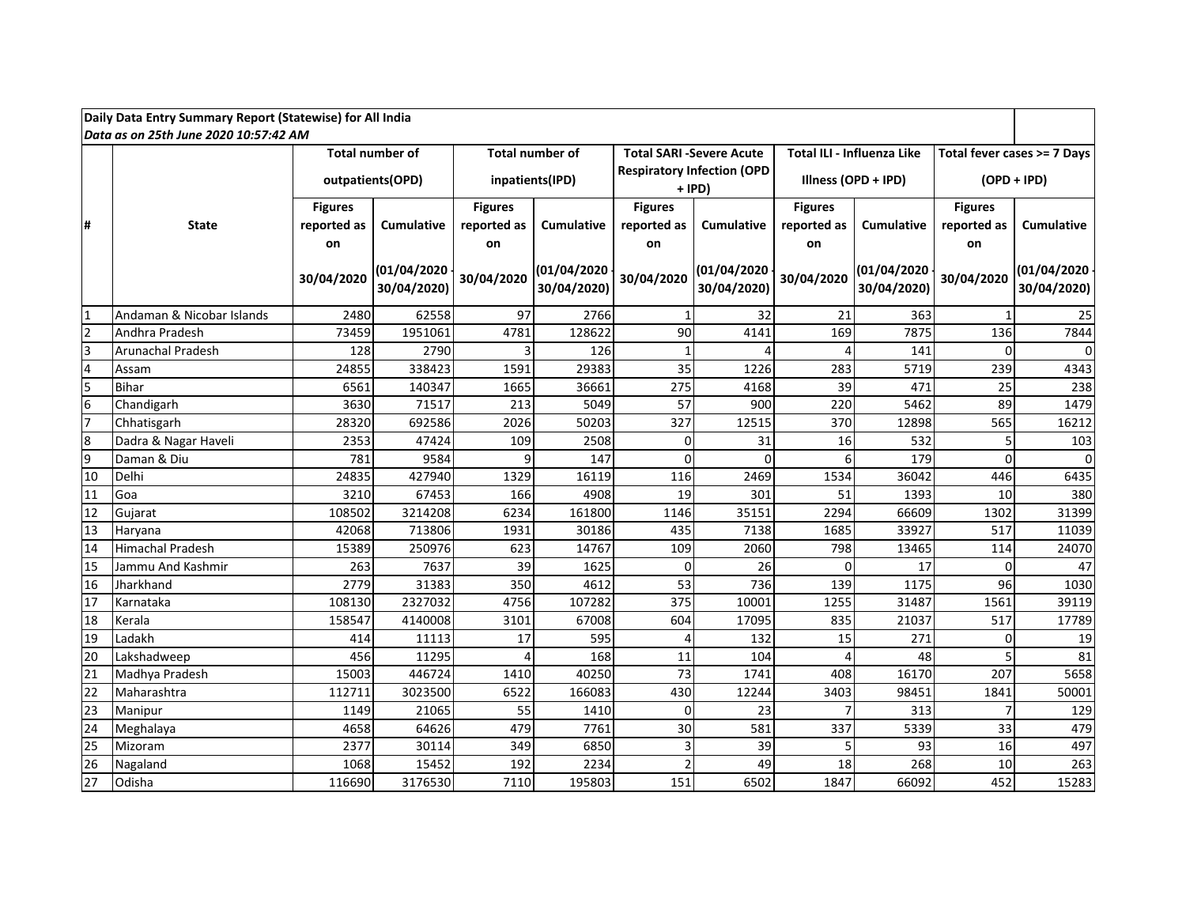**Daily Data Entry Summary Report (Statewise) for All India**

***Data as on 25th June 2020 10:57:42 AM***

| # | State | Total number of outpatients(OPD) | | Total number of inpatients(IPD) | | Total SARI -Severe Acute Respiratory Infection (OPD + IPD) | | Total ILI - Influenza Like Illness (OPD + IPD) | | Total fever cases >= 7 Days (OPD + IPD) | |
|---|---|---|---|---|---|---|---|---|---|---|---|
| | | Figures reported as on 30/04/2020 | Cumulative (01/04/2020 - 30/04/2020) | Figures reported as on 30/04/2020 | Cumulative (01/04/2020 - 30/04/2020) | Figures reported as on 30/04/2020 | Cumulative (01/04/2020 - 30/04/2020) | Figures reported as on 30/04/2020 | Cumulative (01/04/2020 - 30/04/2020) | Figures reported as on 30/04/2020 | Cumulative (01/04/2020 - 30/04/2020) |
| 1 | Andaman & Nicobar Islands | 2480 | 62558 | 97 | 2766 | 1 | 32 | 21 | 363 | 1 | 25 |
| 2 | Andhra Pradesh | 73459 | 1951061 | 4781 | 128622 | 90 | 4141 | 169 | 7875 | 136 | 7844 |
| 3 | Arunachal Pradesh | 128 | 2790 | 3 | 126 | 1 | 4 | 4 | 141 | 0 | 0 |
| 4 | Assam | 24855 | 338423 | 1591 | 29383 | 35 | 1226 | 283 | 5719 | 239 | 4343 |
| 5 | Bihar | 6561 | 140347 | 1665 | 36661 | 275 | 4168 | 39 | 471 | 25 | 238 |
| 6 | Chandigarh | 3630 | 71517 | 213 | 5049 | 57 | 900 | 220 | 5462 | 89 | 1479 |
| 7 | Chhatisgarh | 28320 | 692586 | 2026 | 50203 | 327 | 12515 | 370 | 12898 | 565 | 16212 |
| 8 | Dadra & Nagar Haveli | 2353 | 47424 | 109 | 2508 | 0 | 31 | 16 | 532 | 5 | 103 |
| 9 | Daman & Diu | 781 | 9584 | 9 | 147 | 0 | 0 | 6 | 179 | 0 | 0 |
| 10 | Delhi | 24835 | 427940 | 1329 | 16119 | 116 | 2469 | 1534 | 36042 | 446 | 6435 |
| 11 | Goa | 3210 | 67453 | 166 | 4908 | 19 | 301 | 51 | 1393 | 10 | 380 |
| 12 | Gujarat | 108502 | 3214208 | 6234 | 161800 | 1146 | 35151 | 2294 | 66609 | 1302 | 31399 |
| 13 | Haryana | 42068 | 713806 | 1931 | 30186 | 435 | 7138 | 1685 | 33927 | 517 | 11039 |
| 14 | Himachal Pradesh | 15389 | 250976 | 623 | 14767 | 109 | 2060 | 798 | 13465 | 114 | 24070 |
| 15 | Jammu And Kashmir | 263 | 7637 | 39 | 1625 | 0 | 26 | 0 | 17 | 0 | 47 |
| 16 | Jharkhand | 2779 | 31383 | 350 | 4612 | 53 | 736 | 139 | 1175 | 96 | 1030 |
| 17 | Karnataka | 108130 | 2327032 | 4756 | 107282 | 375 | 10001 | 1255 | 31487 | 1561 | 39119 |
| 18 | Kerala | 158547 | 4140008 | 3101 | 67008 | 604 | 17095 | 835 | 21037 | 517 | 17789 |
| 19 | Ladakh | 414 | 11113 | 17 | 595 | 4 | 132 | 15 | 271 | 0 | 19 |
| 20 | Lakshadweep | 456 | 11295 | 4 | 168 | 11 | 104 | 4 | 48 | 5 | 81 |
| 21 | Madhya Pradesh | 15003 | 446724 | 1410 | 40250 | 73 | 1741 | 408 | 16170 | 207 | 5658 |
| 22 | Maharashtra | 112711 | 3023500 | 6522 | 166083 | 430 | 12244 | 3403 | 98451 | 1841 | 50001 |
| 23 | Manipur | 1149 | 21065 | 55 | 1410 | 0 | 23 | 7 | 313 | 7 | 129 |
| 24 | Meghalaya | 4658 | 64626 | 479 | 7761 | 30 | 581 | 337 | 5339 | 33 | 479 |
| 25 | Mizoram | 2377 | 30114 | 349 | 6850 | 3 | 39 | 5 | 93 | 16 | 497 |
| 26 | Nagaland | 1068 | 15452 | 192 | 2234 | 2 | 49 | 18 | 268 | 10 | 263 |
| 27 | Odisha | 116690 | 3176530 | 7110 | 195803 | 151 | 6502 | 1847 | 66092 | 452 | 15283 |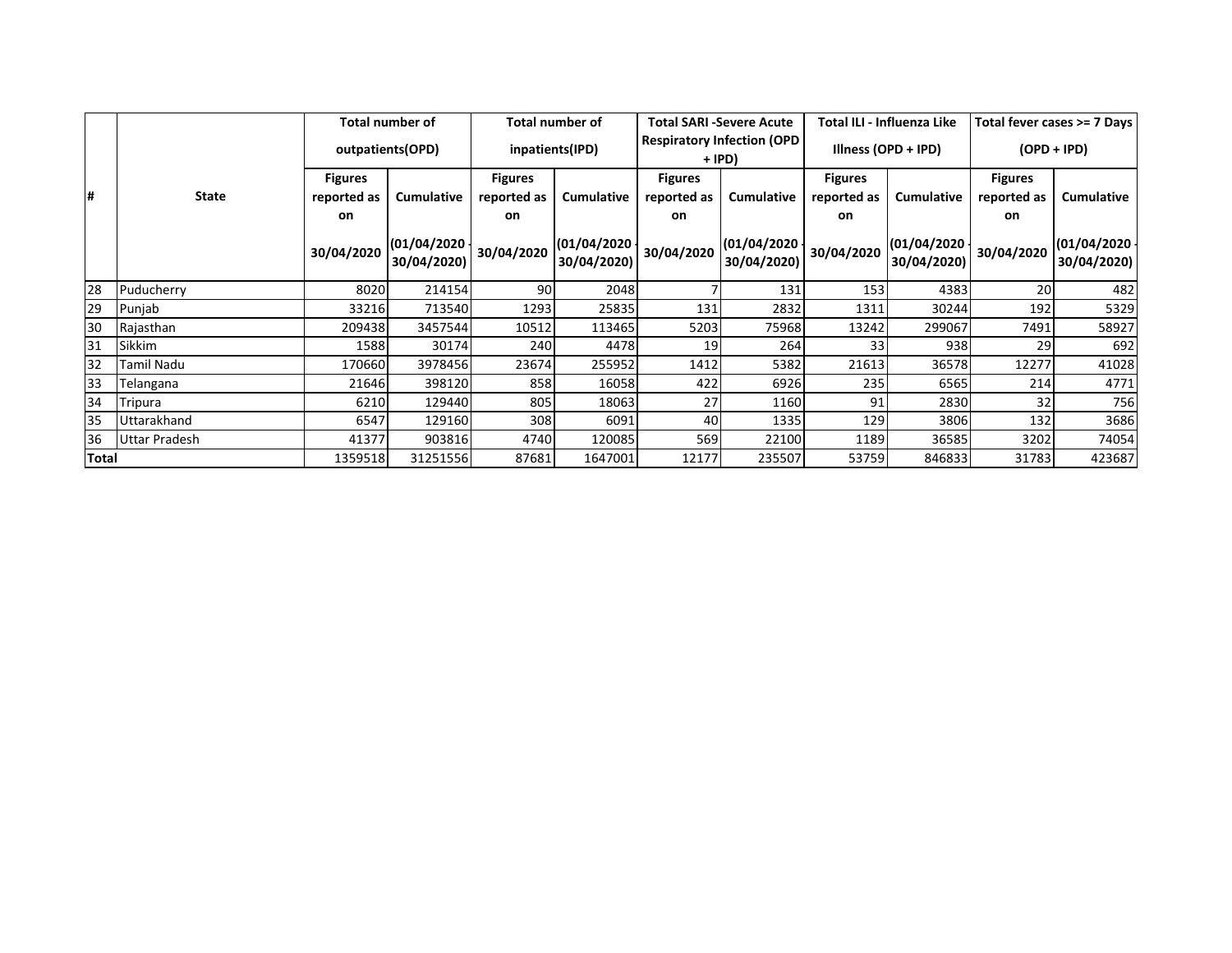| # | State | Total number of outpatients(OPD) | | Total number of inpatients(IPD) | | Total SARI -Severe Acute Respiratory Infection (OPD + IPD) | | Total ILI - Influenza Like Illness (OPD + IPD) | | Total fever cases >= 7 Days (OPD + IPD) | |
|---|---|---|---|---|---|---|---|---|---|---|---|
| | | Figures reported as on 30/04/2020 | Cumulative (01/04/2020 - 30/04/2020) | Figures reported as on 30/04/2020 | Cumulative (01/04/2020 - 30/04/2020) | Figures reported as on 30/04/2020 | Cumulative (01/04/2020 - 30/04/2020) | Figures reported as on 30/04/2020 | Cumulative (01/04/2020 - 30/04/2020) | Figures reported as on 30/04/2020 | Cumulative (01/04/2020 - 30/04/2020) |
| 28 | Puducherry | 8020 | 214154 | 90 | 2048 | 7 | 131 | 153 | 4383 | 20 | 482 |
| 29 | Punjab | 33216 | 713540 | 1293 | 25835 | 131 | 2832 | 1311 | 30244 | 192 | 5329 |
| 30 | Rajasthan | 209438 | 3457544 | 10512 | 113465 | 5203 | 75968 | 13242 | 299067 | 7491 | 58927 |
| 31 | Sikkim | 1588 | 30174 | 240 | 4478 | 19 | 264 | 33 | 938 | 29 | 692 |
| 32 | Tamil Nadu | 170660 | 3978456 | 23674 | 255952 | 1412 | 5382 | 21613 | 36578 | 12277 | 41028 |
| 33 | Telangana | 21646 | 398120 | 858 | 16058 | 422 | 6926 | 235 | 6565 | 214 | 4771 |
| 34 | Tripura | 6210 | 129440 | 805 | 18063 | 27 | 1160 | 91 | 2830 | 32 | 756 |
| 35 | Uttarakhand | 6547 | 129160 | 308 | 6091 | 40 | 1335 | 129 | 3806 | 132 | 3686 |
| 36 | Uttar Pradesh | 41377 | 903816 | 4740 | 120085 | 569 | 22100 | 1189 | 36585 | 3202 | 74054 |
| Total | | 1359518 | 31251556 | 87681 | 1647001 | 12177 | 235507 | 53759 | 846833 | 31783 | 423687 |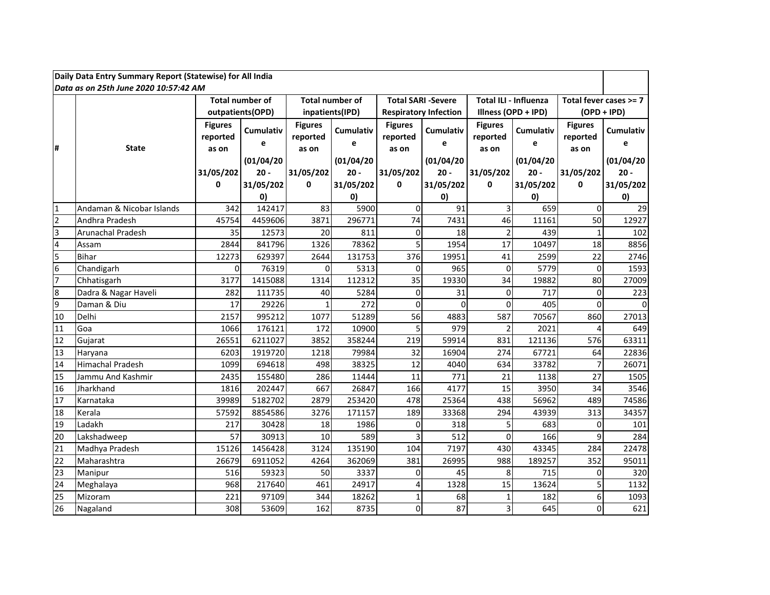**Daily Data Entry Summary Report (Statewise) for All India**

*Data as on 25th June 2020 10:57:42 AM*

| # | State | Total number of outpatients(OPD) | | Total number of inpatients(IPD) | | Total SARI -Severe Respiratory Infection | | Total ILI - Influenza Illness (OPD + IPD) | | Total fever cases >= 7 (OPD + IPD) | |
|---|---|---|---|---|---|---|---|---|---|---|---|
| | | Figures reported as on 31/05/2020 | Cumulative (01/04/2020 - 31/05/2020) | Figures reported as on 31/05/2020 | Cumulative (01/04/2020 - 31/05/2020) | Figures reported as on 31/05/2020 | Cumulative (01/04/2020 - 31/05/2020) | Figures reported as on 31/05/2020 | Cumulative (01/04/2020 - 31/05/2020) | Figures reported as on 31/05/2020 | Cumulative (01/04/2020 - 31/05/2020) |
| 1 | Andaman & Nicobar Islands | 342 | 142417 | 83 | 5900 | 0 | 91 | 3 | 659 | 0 | 29 |
| 2 | Andhra Pradesh | 45754 | 4459606 | 3871 | 296771 | 74 | 7431 | 46 | 11161 | 50 | 12927 |
| 3 | Arunachal Pradesh | 35 | 12573 | 20 | 811 | 0 | 18 | 2 | 439 | 1 | 102 |
| 4 | Assam | 2844 | 841796 | 1326 | 78362 | 5 | 1954 | 17 | 10497 | 18 | 8856 |
| 5 | Bihar | 12273 | 629397 | 2644 | 131753 | 376 | 19951 | 41 | 2599 | 22 | 2746 |
| 6 | Chandigarh | 0 | 76319 | 0 | 5313 | 0 | 965 | 0 | 5779 | 0 | 1593 |
| 7 | Chhatisgarh | 3177 | 1415088 | 1314 | 112312 | 35 | 19330 | 34 | 19882 | 80 | 27009 |
| 8 | Dadra & Nagar Haveli | 282 | 111735 | 40 | 5284 | 0 | 31 | 0 | 717 | 0 | 223 |
| 9 | Daman & Diu | 17 | 29226 | 1 | 272 | 0 | 0 | 0 | 405 | 0 | 0 |
| 10 | Delhi | 2157 | 995212 | 1077 | 51289 | 56 | 4883 | 587 | 70567 | 860 | 27013 |
| 11 | Goa | 1066 | 176121 | 172 | 10900 | 5 | 979 | 2 | 2021 | 4 | 649 |
| 12 | Gujarat | 26551 | 6211027 | 3852 | 358244 | 219 | 59914 | 831 | 121136 | 576 | 63311 |
| 13 | Haryana | 6203 | 1919720 | 1218 | 79984 | 32 | 16904 | 274 | 67721 | 64 | 22836 |
| 14 | Himachal Pradesh | 1099 | 694618 | 498 | 38325 | 12 | 4040 | 634 | 33782 | 7 | 26071 |
| 15 | Jammu And Kashmir | 2435 | 155480 | 286 | 11444 | 11 | 771 | 21 | 1138 | 27 | 1505 |
| 16 | Jharkhand | 1816 | 202447 | 667 | 26847 | 166 | 4177 | 15 | 3950 | 34 | 3546 |
| 17 | Karnataka | 39989 | 5182702 | 2879 | 253420 | 478 | 25364 | 438 | 56962 | 489 | 74586 |
| 18 | Kerala | 57592 | 8854586 | 3276 | 171157 | 189 | 33368 | 294 | 43939 | 313 | 34357 |
| 19 | Ladakh | 217 | 30428 | 18 | 1986 | 0 | 318 | 5 | 683 | 0 | 101 |
| 20 | Lakshadweep | 57 | 30913 | 10 | 589 | 3 | 512 | 0 | 166 | 9 | 284 |
| 21 | Madhya Pradesh | 15126 | 1456428 | 3124 | 135190 | 104 | 7197 | 430 | 43345 | 284 | 22478 |
| 22 | Maharashtra | 26679 | 6911052 | 4264 | 362069 | 381 | 26995 | 988 | 189257 | 352 | 95011 |
| 23 | Manipur | 516 | 59323 | 50 | 3337 | 0 | 45 | 8 | 715 | 0 | 320 |
| 24 | Meghalaya | 968 | 217640 | 461 | 24917 | 4 | 1328 | 15 | 13624 | 5 | 1132 |
| 25 | Mizoram | 221 | 97109 | 344 | 18262 | 1 | 68 | 1 | 182 | 6 | 1093 |
| 26 | Nagaland | 308 | 53609 | 162 | 8735 | 0 | 87 | 3 | 645 | 0 | 621 |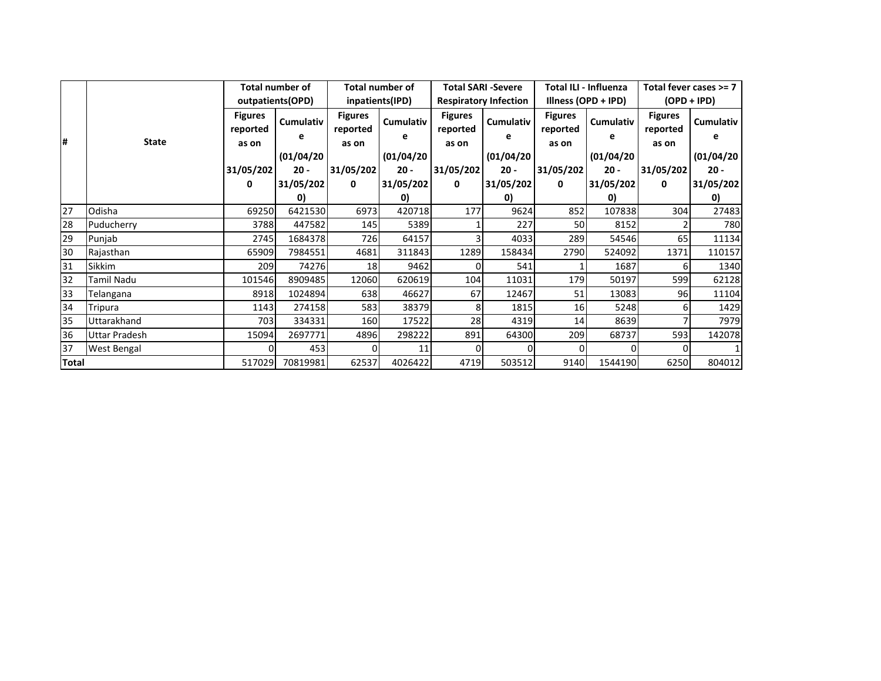| # | State | Total number of outpatients(OPD) | | Total number of inpatients(IPD) | | Total SARI -Severe Respiratory Infection | | Total ILI - Influenza Illness (OPD + IPD) | | Total fever cases >= 7 (OPD + IPD) | |
|---|---|---|---|---|---|---|---|---|---|---|---|
| | | Figures reported as on 31/05/2020 | Cumulative (01/04/2020 - 31/05/2020) | Figures reported as on 31/05/2020 | Cumulative (01/04/2020 - 31/05/2020) | Figures reported as on 31/05/2020 | Cumulative (01/04/2020 - 31/05/2020) | Figures reported as on 31/05/2020 | Cumulative (01/04/2020 - 31/05/2020) | Figures reported as on 31/05/2020 | Cumulative (01/04/2020 - 31/05/2020) |
| 27 | Odisha | 69250 | 6421530 | 6973 | 420718 | 177 | 9624 | 852 | 107838 | 304 | 27483 |
| 28 | Puducherry | 3788 | 447582 | 145 | 5389 | 1 | 227 | 50 | 8152 | 2 | 780 |
| 29 | Punjab | 2745 | 1684378 | 726 | 64157 | 3 | 4033 | 289 | 54546 | 65 | 11134 |
| 30 | Rajasthan | 65909 | 7984551 | 4681 | 311843 | 1289 | 158434 | 2790 | 524092 | 1371 | 110157 |
| 31 | Sikkim | 209 | 74276 | 18 | 9462 | 0 | 541 | 1 | 1687 | 6 | 1340 |
| 32 | Tamil Nadu | 101546 | 8909485 | 12060 | 620619 | 104 | 11031 | 179 | 50197 | 599 | 62128 |
| 33 | Telangana | 8918 | 1024894 | 638 | 46627 | 67 | 12467 | 51 | 13083 | 96 | 11104 |
| 34 | Tripura | 1143 | 274158 | 583 | 38379 | 8 | 1815 | 16 | 5248 | 6 | 1429 |
| 35 | Uttarakhand | 703 | 334331 | 160 | 17522 | 28 | 4319 | 14 | 8639 | 7 | 7979 |
| 36 | Uttar Pradesh | 15094 | 2697771 | 4896 | 298222 | 891 | 64300 | 209 | 68737 | 593 | 142078 |
| 37 | West Bengal | 0 | 453 | 0 | 11 | 0 | 0 | 0 | 0 | 0 | 1 |
| Total | | 517029 | 70819981 | 62537 | 4026422 | 4719 | 503512 | 9140 | 1544190 | 6250 | 804012 |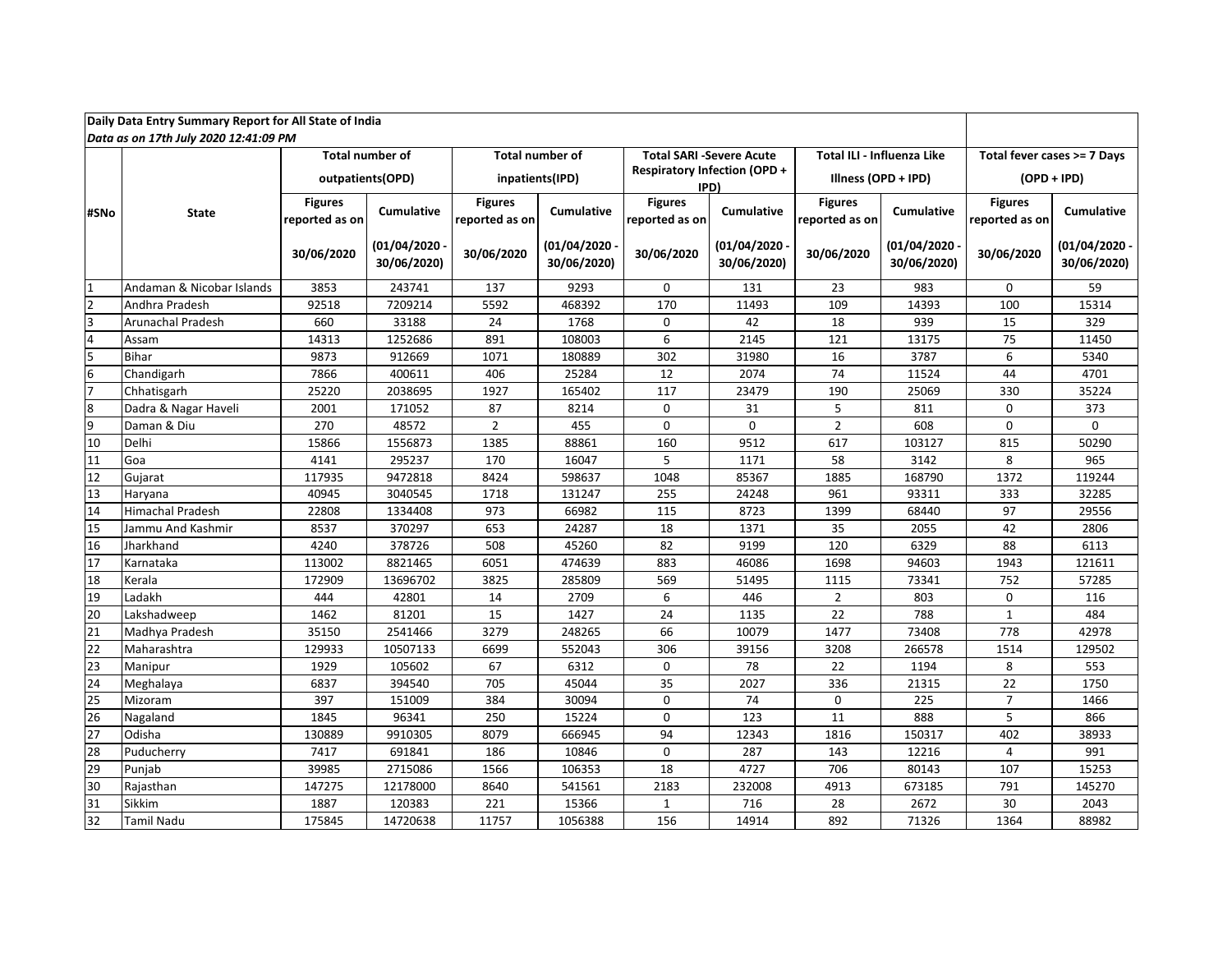**Daily Data Entry Summary Report for All State of India**

***Data as on 17th July 2020 12:41:09 PM***

| #SNo | State | Total number of outpatients(OPD) | | Total number of inpatients(IPD) | | Total SARI -Severe Acute Respiratory Infection (OPD + IPD) | | Total ILI - Influenza Like Illness (OPD + IPD) | | Total fever cases >= 7 Days (OPD + IPD) | |
|---|---|---|---|---|---|---|---|---|---|---|---|
| | | Figures reported as on 30/06/2020 | Cumulative (01/04/2020 - 30/06/2020) | Figures reported as on 30/06/2020 | Cumulative (01/04/2020 - 30/06/2020) | Figures reported as on 30/06/2020 | Cumulative (01/04/2020 - 30/06/2020) | Figures reported as on 30/06/2020 | Cumulative (01/04/2020 - 30/06/2020) | Figures reported as on 30/06/2020 | Cumulative (01/04/2020 - 30/06/2020) |
| 1 | Andaman & Nicobar Islands | 3853 | 243741 | 137 | 9293 | 0 | 131 | 23 | 983 | 0 | 59 |
| 2 | Andhra Pradesh | 92518 | 7209214 | 5592 | 468392 | 170 | 11493 | 109 | 14393 | 100 | 15314 |
| 3 | Arunachal Pradesh | 660 | 33188 | 24 | 1768 | 0 | 42 | 18 | 939 | 15 | 329 |
| 4 | Assam | 14313 | 1252686 | 891 | 108003 | 6 | 2145 | 121 | 13175 | 75 | 11450 |
| 5 | Bihar | 9873 | 912669 | 1071 | 180889 | 302 | 31980 | 16 | 3787 | 6 | 5340 |
| 6 | Chandigarh | 7866 | 400611 | 406 | 25284 | 12 | 2074 | 74 | 11524 | 44 | 4701 |
| 7 | Chhatisgarh | 25220 | 2038695 | 1927 | 165402 | 117 | 23479 | 190 | 25069 | 330 | 35224 |
| 8 | Dadra & Nagar Haveli | 2001 | 171052 | 87 | 8214 | 0 | 31 | 5 | 811 | 0 | 373 |
| 9 | Daman & Diu | 270 | 48572 | 2 | 455 | 0 | 0 | 2 | 608 | 0 | 0 |
| 10 | Delhi | 15866 | 1556873 | 1385 | 88861 | 160 | 9512 | 617 | 103127 | 815 | 50290 |
| 11 | Goa | 4141 | 295237 | 170 | 16047 | 5 | 1171 | 58 | 3142 | 8 | 965 |
| 12 | Gujarat | 117935 | 9472818 | 8424 | 598637 | 1048 | 85367 | 1885 | 168790 | 1372 | 119244 |
| 13 | Haryana | 40945 | 3040545 | 1718 | 131247 | 255 | 24248 | 961 | 93311 | 333 | 32285 |
| 14 | Himachal Pradesh | 22808 | 1334408 | 973 | 66982 | 115 | 8723 | 1399 | 68440 | 97 | 29556 |
| 15 | Jammu And Kashmir | 8537 | 370297 | 653 | 24287 | 18 | 1371 | 35 | 2055 | 42 | 2806 |
| 16 | Jharkhand | 4240 | 378726 | 508 | 45260 | 82 | 9199 | 120 | 6329 | 88 | 6113 |
| 17 | Karnataka | 113002 | 8821465 | 6051 | 474639 | 883 | 46086 | 1698 | 94603 | 1943 | 121611 |
| 18 | Kerala | 172909 | 13696702 | 3825 | 285809 | 569 | 51495 | 1115 | 73341 | 752 | 57285 |
| 19 | Ladakh | 444 | 42801 | 14 | 2709 | 6 | 446 | 2 | 803 | 0 | 116 |
| 20 | Lakshadweep | 1462 | 81201 | 15 | 1427 | 24 | 1135 | 22 | 788 | 1 | 484 |
| 21 | Madhya Pradesh | 35150 | 2541466 | 3279 | 248265 | 66 | 10079 | 1477 | 73408 | 778 | 42978 |
| 22 | Maharashtra | 129933 | 10507133 | 6699 | 552043 | 306 | 39156 | 3208 | 266578 | 1514 | 129502 |
| 23 | Manipur | 1929 | 105602 | 67 | 6312 | 0 | 78 | 22 | 1194 | 8 | 553 |
| 24 | Meghalaya | 6837 | 394540 | 705 | 45044 | 35 | 2027 | 336 | 21315 | 22 | 1750 |
| 25 | Mizoram | 397 | 151009 | 384 | 30094 | 0 | 74 | 0 | 225 | 7 | 1466 |
| 26 | Nagaland | 1845 | 96341 | 250 | 15224 | 0 | 123 | 11 | 888 | 5 | 866 |
| 27 | Odisha | 130889 | 9910305 | 8079 | 666945 | 94 | 12343 | 1816 | 150317 | 402 | 38933 |
| 28 | Puducherry | 7417 | 691841 | 186 | 10846 | 0 | 287 | 143 | 12216 | 4 | 991 |
| 29 | Punjab | 39985 | 2715086 | 1566 | 106353 | 18 | 4727 | 706 | 80143 | 107 | 15253 |
| 30 | Rajasthan | 147275 | 12178000 | 8640 | 541561 | 2183 | 232008 | 4913 | 673185 | 791 | 145270 |
| 31 | Sikkim | 1887 | 120383 | 221 | 15366 | 1 | 716 | 28 | 2672 | 30 | 2043 |
| 32 | Tamil Nadu | 175845 | 14720638 | 11757 | 1056388 | 156 | 14914 | 892 | 71326 | 1364 | 88982 |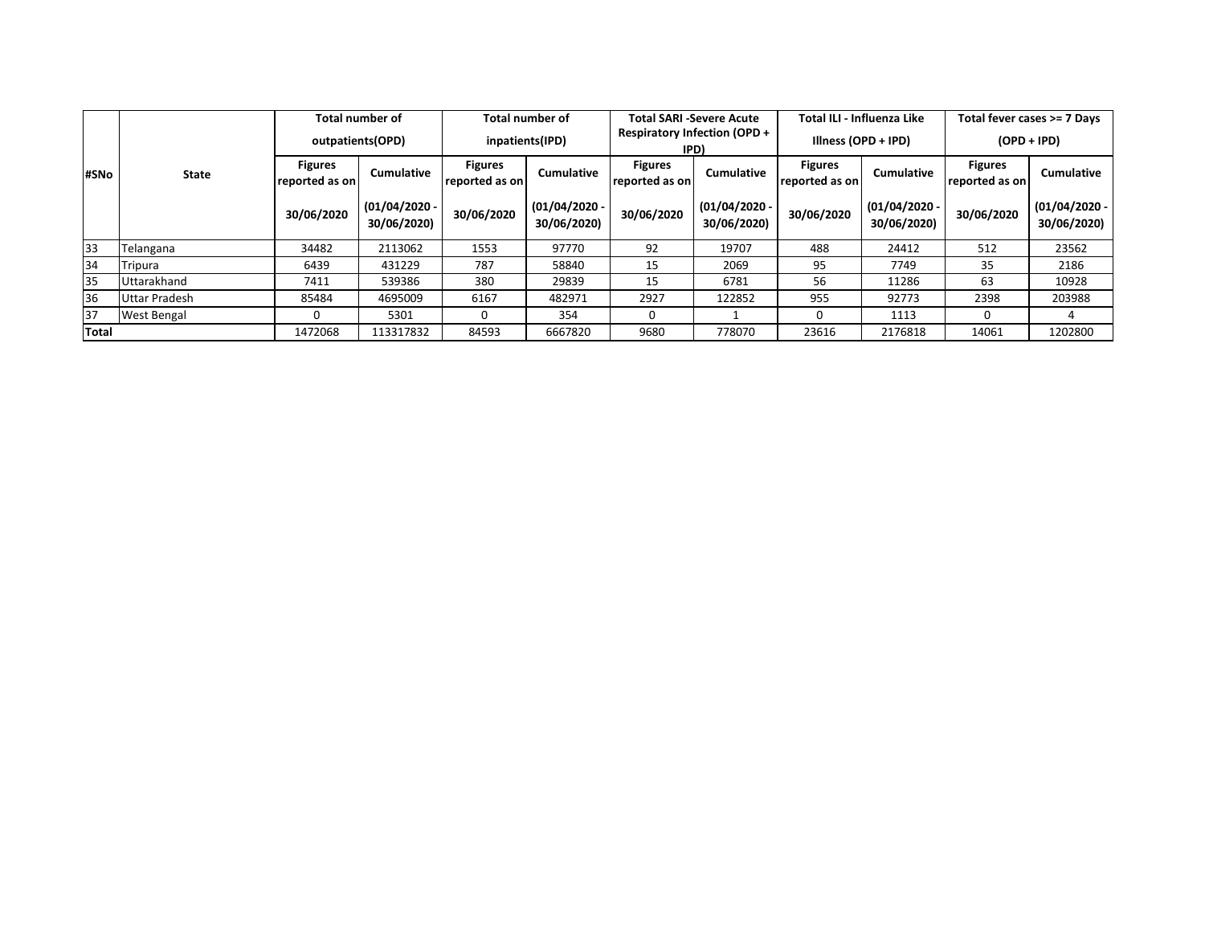| #SNo | State | Total number of outpatients(OPD) | | Total number of inpatients(IPD) | | Total SARI -Severe Acute Respiratory Infection (OPD + IPD) | | Total ILI - Influenza Like Illness (OPD + IPD) | | Total fever cases >= 7 Days (OPD + IPD) | |
|---|---|---|---|---|---|---|---|---|---|---|---|
| | | Figures reported as on 30/06/2020 | Cumulative (01/04/2020 - 30/06/2020) | Figures reported as on 30/06/2020 | Cumulative (01/04/2020 - 30/06/2020) | Figures reported as on 30/06/2020 | Cumulative (01/04/2020 - 30/06/2020) | Figures reported as on 30/06/2020 | Cumulative (01/04/2020 - 30/06/2020) | Figures reported as on 30/06/2020 | Cumulative (01/04/2020 - 30/06/2020) |
| 33 | Telangana | 34482 | 2113062 | 1553 | 97770 | 92 | 19707 | 488 | 24412 | 512 | 23562 |
| 34 | Tripura | 6439 | 431229 | 787 | 58840 | 15 | 2069 | 95 | 7749 | 35 | 2186 |
| 35 | Uttarakhand | 7411 | 539386 | 380 | 29839 | 15 | 6781 | 56 | 11286 | 63 | 10928 |
| 36 | Uttar Pradesh | 85484 | 4695009 | 6167 | 482971 | 2927 | 122852 | 955 | 92773 | 2398 | 203988 |
| 37 | West Bengal | 0 | 5301 | 0 | 354 | 0 | 1 | 0 | 1113 | 0 | 4 |
| Total | | 1472068 | 113317832 | 84593 | 6667820 | 9680 | 778070 | 23616 | 2176818 | 14061 | 1202800 |